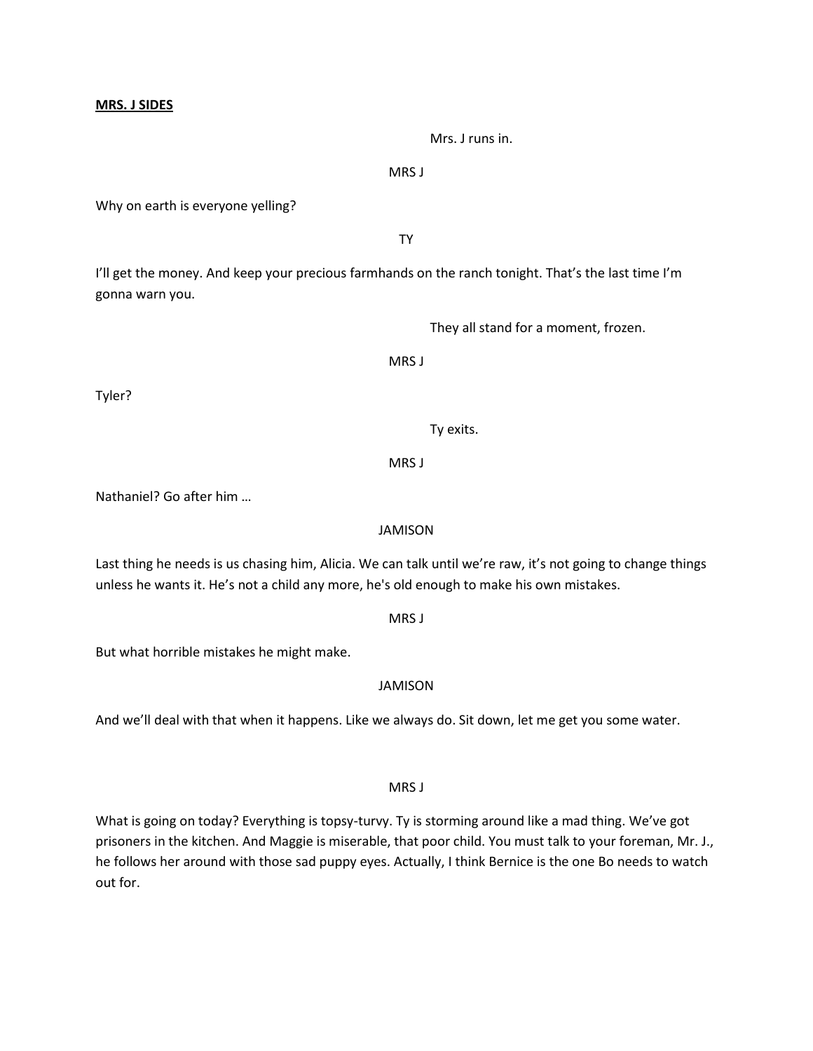**MRS. J SIDES**

Mrs. J runs in.

MRS J

Why on earth is everyone yelling?

TY

I'll get the money. And keep your precious farmhands on the ranch tonight. That's the last time I'm gonna warn you.

They all stand for a moment, frozen.

MRS J

Tyler?

Ty exits.

MRS J

Nathaniel? Go after him …

JAMISON

Last thing he needs is us chasing him, Alicia. We can talk until we're raw, it's not going to change things unless he wants it. He's not a child any more, he's old enough to make his own mistakes.

MRS J

But what horrible mistakes he might make.

JAMISON

And we'll deal with that when it happens. Like we always do. Sit down, let me get you some water.

MRS J

What is going on today? Everything is topsy-turvy. Ty is storming around like a mad thing. We've got prisoners in the kitchen. And Maggie is miserable, that poor child. You must talk to your foreman, Mr. J., he follows her around with those sad puppy eyes. Actually, I think Bernice is the one Bo needs to watch out for.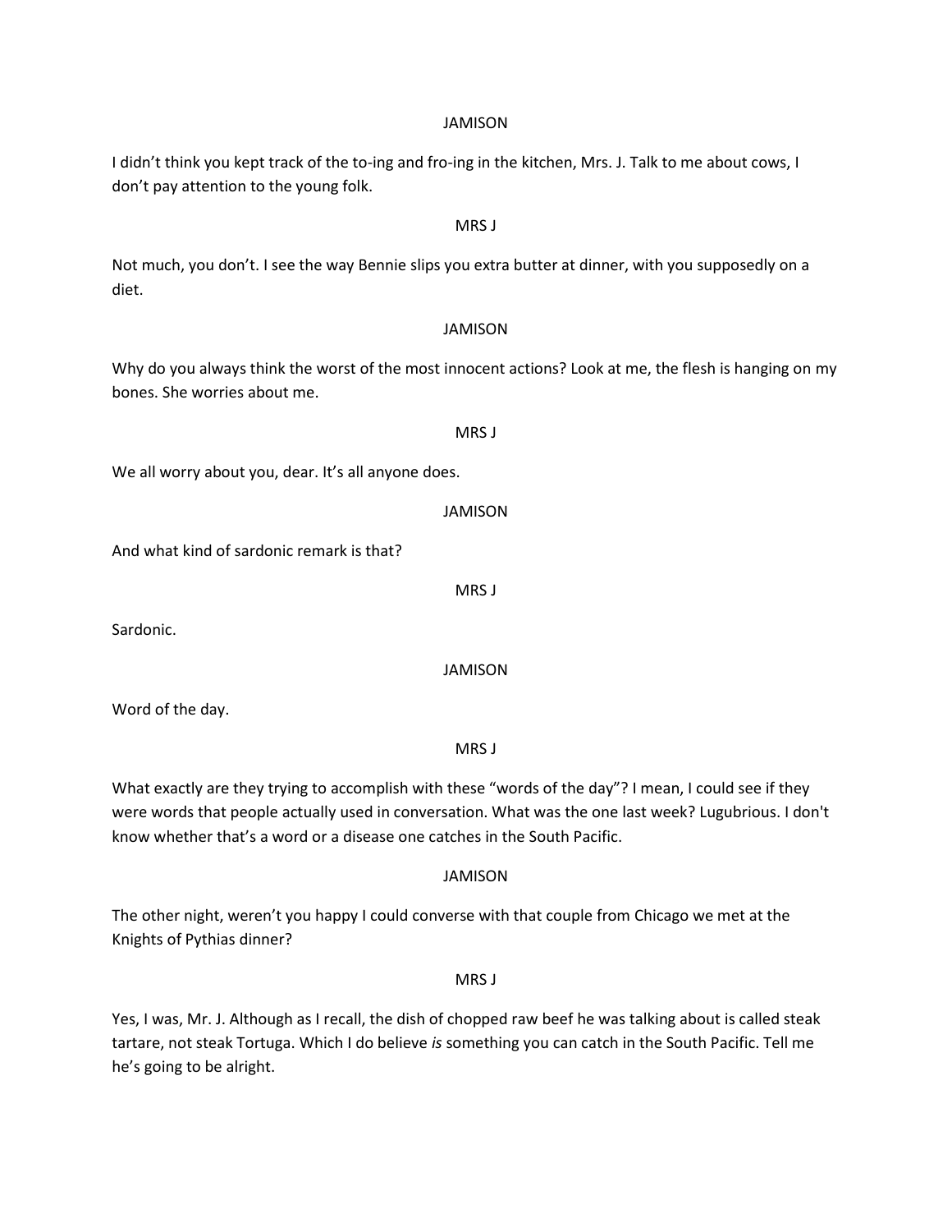JAMISON

I didn't think you kept track of the to-ing and fro-ing in the kitchen, Mrs. J. Talk to me about cows, I don't pay attention to the young folk.

MRS J

Not much, you don't. I see the way Bennie slips you extra butter at dinner, with you supposedly on a diet.

JAMISON

Why do you always think the worst of the most innocent actions? Look at me, the flesh is hanging on my bones. She worries about me.

MRS J

We all worry about you, dear. It's all anyone does.

JAMISON

And what kind of sardonic remark is that?

MRS J

Sardonic.

JAMISON

Word of the day.

MRS J

What exactly are they trying to accomplish with these "words of the day"? I mean, I could see if they were words that people actually used in conversation. What was the one last week? Lugubrious. I don't know whether that's a word or a disease one catches in the South Pacific.

JAMISON

The other night, weren't you happy I could converse with that couple from Chicago we met at the Knights of Pythias dinner?

MRS J

Yes, I was, Mr. J. Although as I recall, the dish of chopped raw beef he was talking about is called steak tartare, not steak Tortuga. Which I do believe *is* something you can catch in the South Pacific. Tell me he's going to be alright.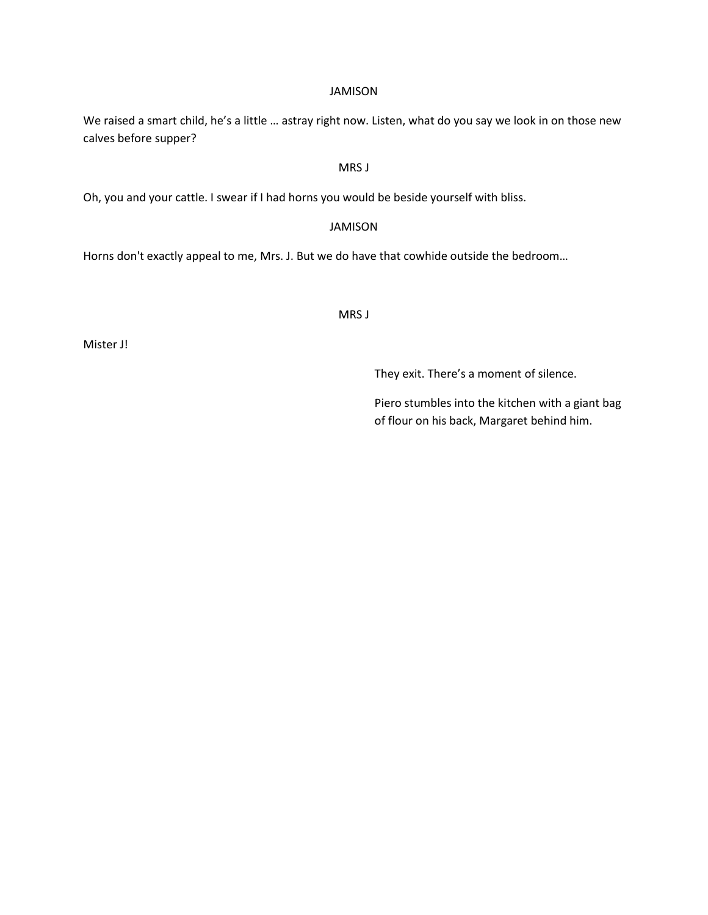JAMISON

We raised a smart child, he's a little … astray right now. Listen, what do you say we look in on those new calves before supper?

MRS J

Oh, you and your cattle. I swear if I had horns you would be beside yourself with bliss.

JAMISON

Horns don't exactly appeal to me, Mrs. J. But we do have that cowhide outside the bedroom…

MRS J

Mister J!

They exit. There's a moment of silence.

Piero stumbles into the kitchen with a giant bag of flour on his back, Margaret behind him.